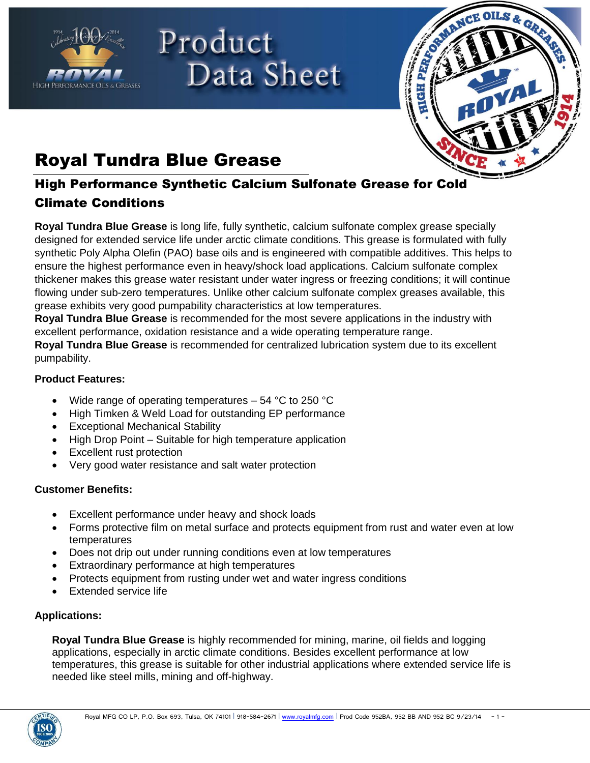# Royal Tundra Blue Grease

## High Performance Synthetic Calcium Sulfonate Grease for Cold Climate Conditions

**Royal Tundra Blue Grease** is long life, fully synthetic, calcium sulfonate complex grease specially designed for extended service life under arctic climate conditions. This grease is formulated with fully synthetic Poly Alpha Olefin (PAO) base oils and is engineered with compatible additives. This helps to ensure the highest performance even in heavy/shock load applications. Calcium sulfonate complex thickener makes this grease water resistant under water ingress or freezing conditions; it will continue flowing under sub-zero temperatures. Unlike other calcium sulfonate complex greases available, this grease exhibits very good pumpability characteristics at low temperatures.
**Royal Tundra Blue Grease** is recommended for the most severe applications in the industry with excellent performance, oxidation resistance and a wide operating temperature range.
**Royal Tundra Blue Grease** is recommended for centralized lubrication system due to its excellent pumpability.

**Product Features:**

- Wide range of operating temperatures – 54 °C to 250 °C
- High Timken & Weld Load for outstanding EP performance
- Exceptional Mechanical Stability
- High Drop Point – Suitable for high temperature application
- Excellent rust protection
- Very good water resistance and salt water protection

**Customer Benefits:**

- Excellent performance under heavy and shock loads
- Forms protective film on metal surface and protects equipment from rust and water even at low temperatures
- Does not drip out under running conditions even at low temperatures
- Extraordinary performance at high temperatures
- Protects equipment from rusting under wet and water ingress conditions
- Extended service life

**Applications:**

**Royal Tundra Blue Grease** is highly recommended for mining, marine, oil fields and logging applications, especially in arctic climate conditions. Besides excellent performance at low temperatures, this grease is suitable for other industrial applications where extended service life is needed like steel mills, mining and off-highway.

Royal MFG CO LP, P.O. Box 693, Tulsa, OK 74101 | 918-584-2671 | www.royalmfg.com | Prod Code 952BA, 952 BB AND 952 BC 9/23/14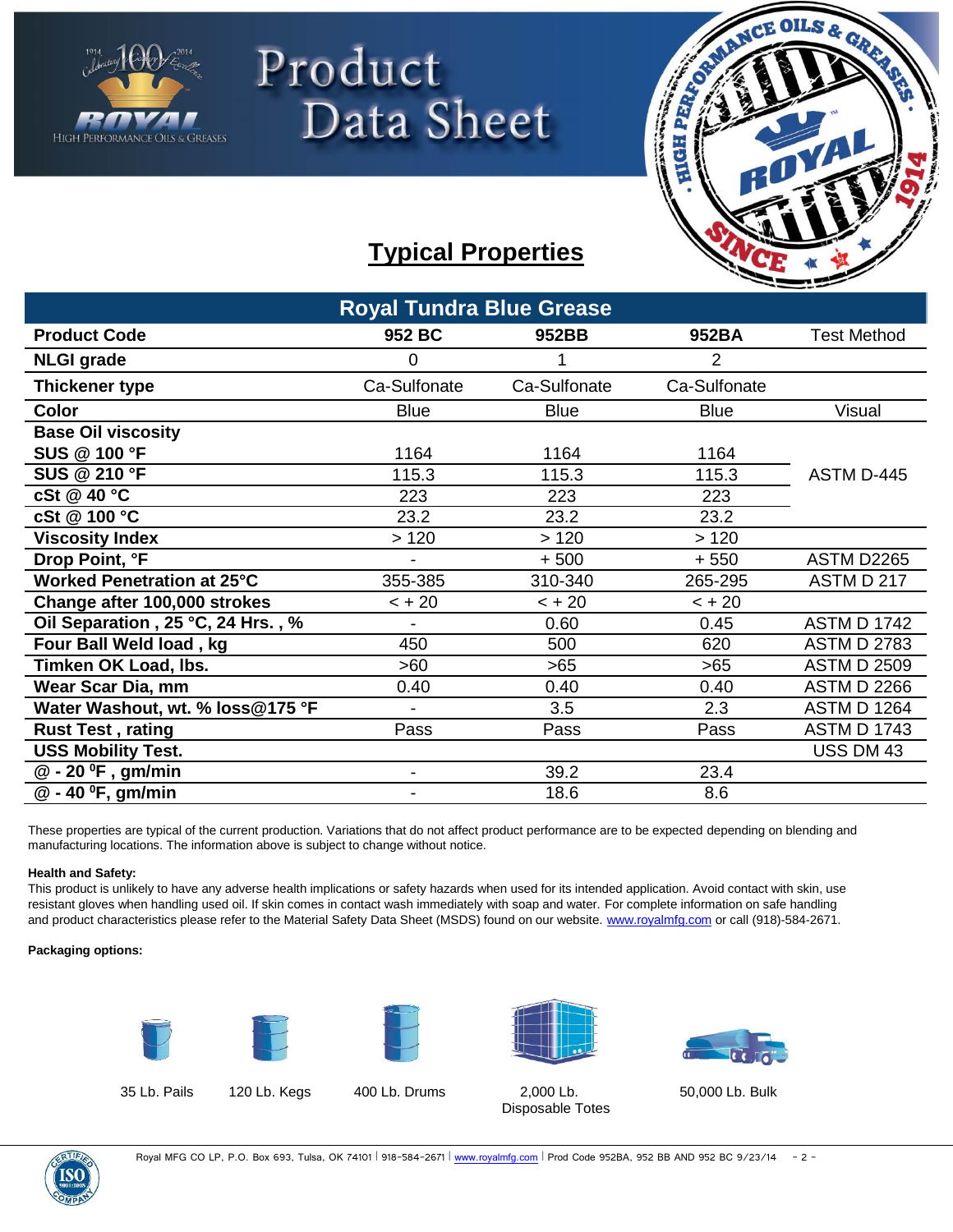# Product Data Sheet

## Typical Properties

| Royal Tundra Blue Grease | | | | |
|---|---|---|---|---|
| **Product Code** | **952 BC** | **952BB** | **952BA** | Test Method |
| **NLGI grade** | 0 | 1 | 2 | |
| **Thickener type** | Ca-Sulfonate | Ca-Sulfonate | Ca-Sulfonate | |
| **Color** | Blue | Blue | Blue | Visual |
| **Base Oil viscosity** | | | | |
| **SUS @ 100 °F** | 1164 | 1164 | 1164 | ASTM D-445 |
| **SUS @ 210 °F** | 115.3 | 115.3 | 115.3 | |
| **cSt @ 40 °C** | 223 | 223 | 223 | |
| **cSt @ 100 °C** | 23.2 | 23.2 | 23.2 | |
| **Viscosity Index** | > 120 | > 120 | > 120 | |
| **Drop Point, °F** | - | + 500 | + 550 | ASTM D2265 |
| **Worked Penetration at 25°C** | 355-385 | 310-340 | 265-295 | ASTM D 217 |
| **Change after 100,000 strokes** | < + 20 | < + 20 | < + 20 | |
| **Oil Separation , 25 °C, 24 Hrs. , %** | - | 0.60 | 0.45 | ASTM D 1742 |
| **Four Ball Weld load , kg** | 450 | 500 | 620 | ASTM D 2783 |
| **Timken OK Load, lbs.** | >60 | >65 | >65 | ASTM D 2509 |
| **Wear Scar Dia, mm** | 0.40 | 0.40 | 0.40 | ASTM D 2266 |
| **Water Washout, wt. % loss@175 °F** | - | 3.5 | 2.3 | ASTM D 1264 |
| **Rust Test , rating** | Pass | Pass | Pass | ASTM D 1743 |
| **USS Mobility Test.** | | | | USS DM 43 |
| **@ - 20 °F , gm/min** | - | 39.2 | 23.4 | |
| **@ - 40 °F, gm/min** | - | 18.6 | 8.6 | |

These properties are typical of the current production. Variations that do not affect product performance are to be expected depending on blending and manufacturing locations. The information above is subject to change without notice.

**Health and Safety:**

This product is unlikely to have any adverse health implications or safety hazards when used for its intended application. Avoid contact with skin, use resistant gloves when handling used oil. If skin comes in contact wash immediately with soap and water. For complete information on safe handling and product characteristics please refer to the Material Safety Data Sheet (MSDS) found on our website. www.royalmfg.com or call (918)-584-2671.

**Packaging options:**

35 Lb. Pails

120 Lb. Kegs

400 Lb. Drums

2,000 Lb. Disposable Totes

50,000 Lb. Bulk

Royal MFG CO LP, P.O. Box 693, Tulsa, OK 74101 | 918-584-2671 | www.royalmfg.com | Prod Code 952BA, 952 BB AND 952 BC 9/23/14